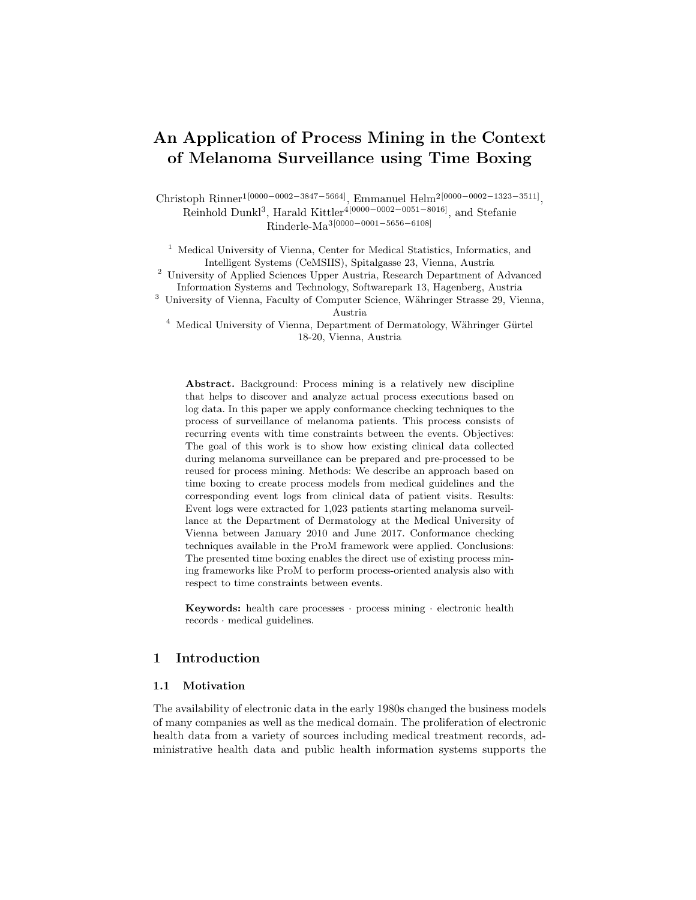# An Application of Process Mining in the Context of Melanoma Surveillance using Time Boxing

Christoph Rinner[1[0000−0002−3847−5664]], Emmanuel Helm[2[0000−0002−1323−3511]], Reinhold Dunkl[3], Harald Kittler[4[0000−0002−0051−8016]], and Stefanie Rinderle-Ma[3[0000−0001−5656−6108]]

[1] Medical University of Vienna, Center for Medical Statistics, Informatics, and Intelligent Systems (CeMSIIS), Spitalgasse 23, Vienna, Austria

[2] University of Applied Sciences Upper Austria, Research Department of Advanced Information Systems and Technology, Softwarepark 13, Hagenberg, Austria

[3] University of Vienna, Faculty of Computer Science, Währinger Strasse 29, Vienna, Austria

[4] Medical University of Vienna, Department of Dermatology, Währinger Gürtel 18-20, Vienna, Austria

**Abstract.** Background: Process mining is a relatively new discipline that helps to discover and analyze actual process executions based on log data. In this paper we apply conformance checking techniques to the process of surveillance of melanoma patients. This process consists of recurring events with time constraints between the events. Objectives: The goal of this work is to show how existing clinical data collected during melanoma surveillance can be prepared and pre-processed to be reused for process mining. Methods: We describe an approach based on time boxing to create process models from medical guidelines and the corresponding event logs from clinical data of patient visits. Results: Event logs were extracted for 1,023 patients starting melanoma surveillance at the Department of Dermatology at the Medical University of Vienna between January 2010 and June 2017. Conformance checking techniques available in the ProM framework were applied. Conclusions: The presented time boxing enables the direct use of existing process mining frameworks like ProM to perform process-oriented analysis also with respect to time constraints between events.

**Keywords:** health care processes · process mining · electronic health records · medical guidelines.

## 1 Introduction

### 1.1 Motivation

The availability of electronic data in the early 1980s changed the business models of many companies as well as the medical domain. The proliferation of electronic health data from a variety of sources including medical treatment records, administrative health data and public health information systems supports the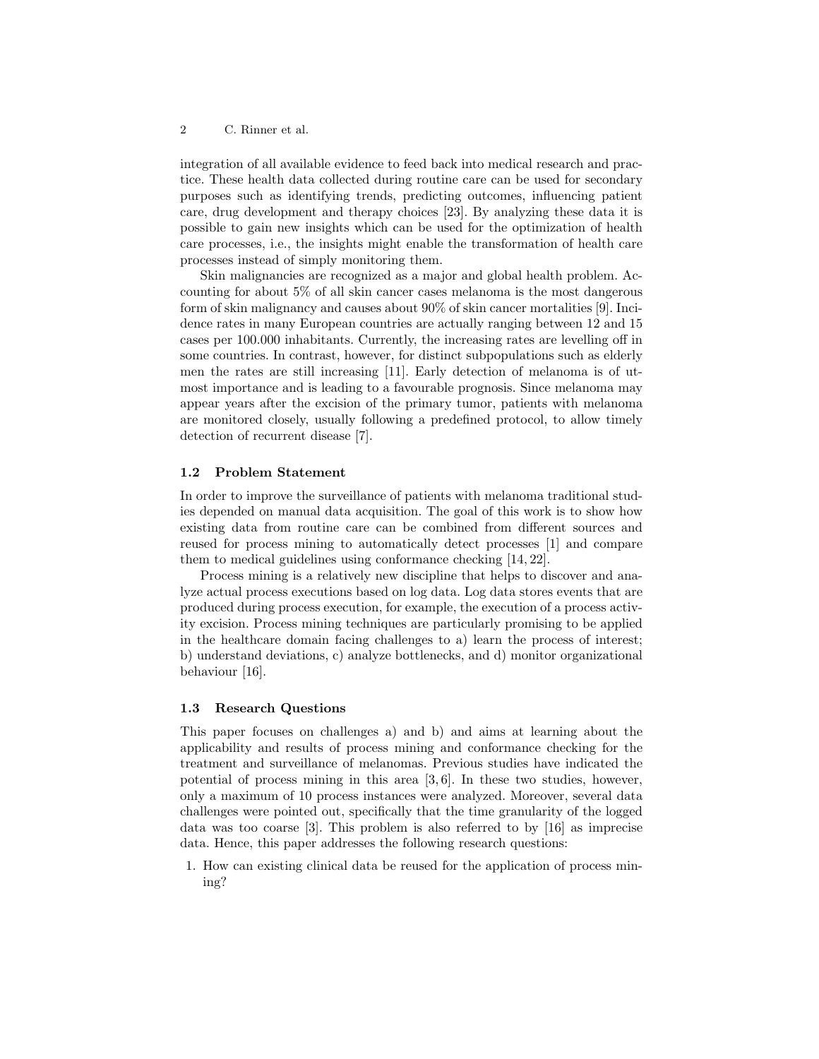integration of all available evidence to feed back into medical research and practice. These health data collected during routine care can be used for secondary purposes such as identifying trends, predicting outcomes, influencing patient care, drug development and therapy choices [23]. By analyzing these data it is possible to gain new insights which can be used for the optimization of health care processes, i.e., the insights might enable the transformation of health care processes instead of simply monitoring them.

Skin malignancies are recognized as a major and global health problem. Accounting for about 5% of all skin cancer cases melanoma is the most dangerous form of skin malignancy and causes about 90% of skin cancer mortalities [9]. Incidence rates in many European countries are actually ranging between 12 and 15 cases per 100.000 inhabitants. Currently, the increasing rates are levelling off in some countries. In contrast, however, for distinct subpopulations such as elderly men the rates are still increasing [11]. Early detection of melanoma is of utmost importance and is leading to a favourable prognosis. Since melanoma may appear years after the excision of the primary tumor, patients with melanoma are monitored closely, usually following a predefined protocol, to allow timely detection of recurrent disease [7].

### 1.2 Problem Statement

In order to improve the surveillance of patients with melanoma traditional studies depended on manual data acquisition. The goal of this work is to show how existing data from routine care can be combined from different sources and reused for process mining to automatically detect processes [1] and compare them to medical guidelines using conformance checking [14, 22].

Process mining is a relatively new discipline that helps to discover and analyze actual process executions based on log data. Log data stores events that are produced during process execution, for example, the execution of a process activity excision. Process mining techniques are particularly promising to be applied in the healthcare domain facing challenges to a) learn the process of interest; b) understand deviations, c) analyze bottlenecks, and d) monitor organizational behaviour [16].

### 1.3 Research Questions

This paper focuses on challenges a) and b) and aims at learning about the applicability and results of process mining and conformance checking for the treatment and surveillance of melanomas. Previous studies have indicated the potential of process mining in this area [3, 6]. In these two studies, however, only a maximum of 10 process instances were analyzed. Moreover, several data challenges were pointed out, specifically that the time granularity of the logged data was too coarse [3]. This problem is also referred to by [16] as imprecise data. Hence, this paper addresses the following research questions:

1. How can existing clinical data be reused for the application of process mining?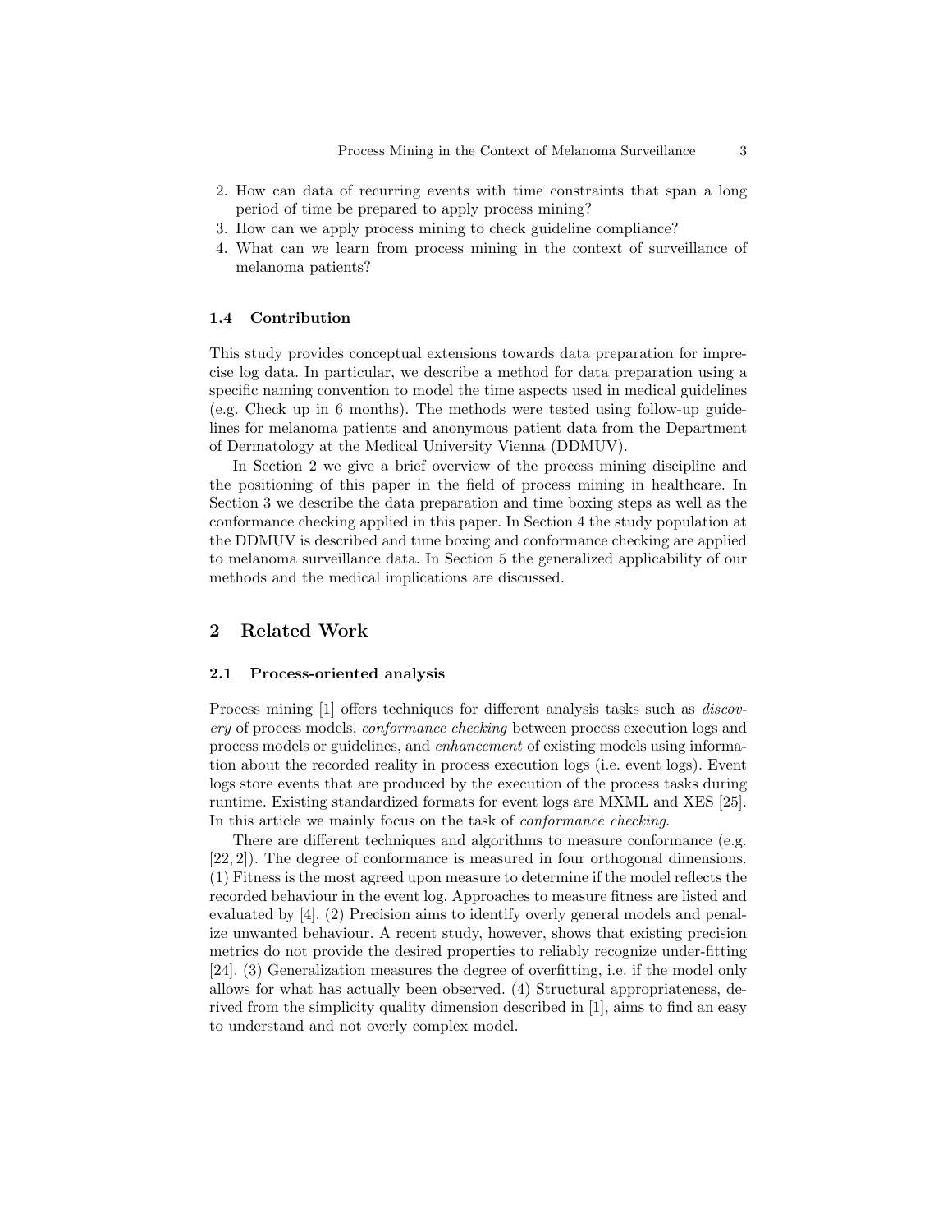2. How can data of recurring events with time constraints that span a long period of time be prepared to apply process mining?
3. How can we apply process mining to check guideline compliance?
4. What can we learn from process mining in the context of surveillance of melanoma patients?

### 1.4 Contribution

This study provides conceptual extensions towards data preparation for imprecise log data. In particular, we describe a method for data preparation using a specific naming convention to model the time aspects used in medical guidelines (e.g. Check up in 6 months). The methods were tested using follow-up guidelines for melanoma patients and anonymous patient data from the Department of Dermatology at the Medical University Vienna (DDMUV).

In Section 2 we give a brief overview of the process mining discipline and the positioning of this paper in the field of process mining in healthcare. In Section 3 we describe the data preparation and time boxing steps as well as the conformance checking applied in this paper. In Section 4 the study population at the DDMUV is described and time boxing and conformance checking are applied to melanoma surveillance data. In Section 5 the generalized applicability of our methods and the medical implications are discussed.

## 2 Related Work

### 2.1 Process-oriented analysis

Process mining [1] offers techniques for different analysis tasks such as *discovery* of process models, *conformance checking* between process execution logs and process models or guidelines, and *enhancement* of existing models using information about the recorded reality in process execution logs (i.e. event logs). Event logs store events that are produced by the execution of the process tasks during runtime. Existing standardized formats for event logs are MXML and XES [25]. In this article we mainly focus on the task of *conformance checking*.

There are different techniques and algorithms to measure conformance (e.g. [22, 2]). The degree of conformance is measured in four orthogonal dimensions. (1) Fitness is the most agreed upon measure to determine if the model reflects the recorded behaviour in the event log. Approaches to measure fitness are listed and evaluated by [4]. (2) Precision aims to identify overly general models and penalize unwanted behaviour. A recent study, however, shows that existing precision metrics do not provide the desired properties to reliably recognize under-fitting [24]. (3) Generalization measures the degree of overfitting, i.e. if the model only allows for what has actually been observed. (4) Structural appropriateness, derived from the simplicity quality dimension described in [1], aims to find an easy to understand and not overly complex model.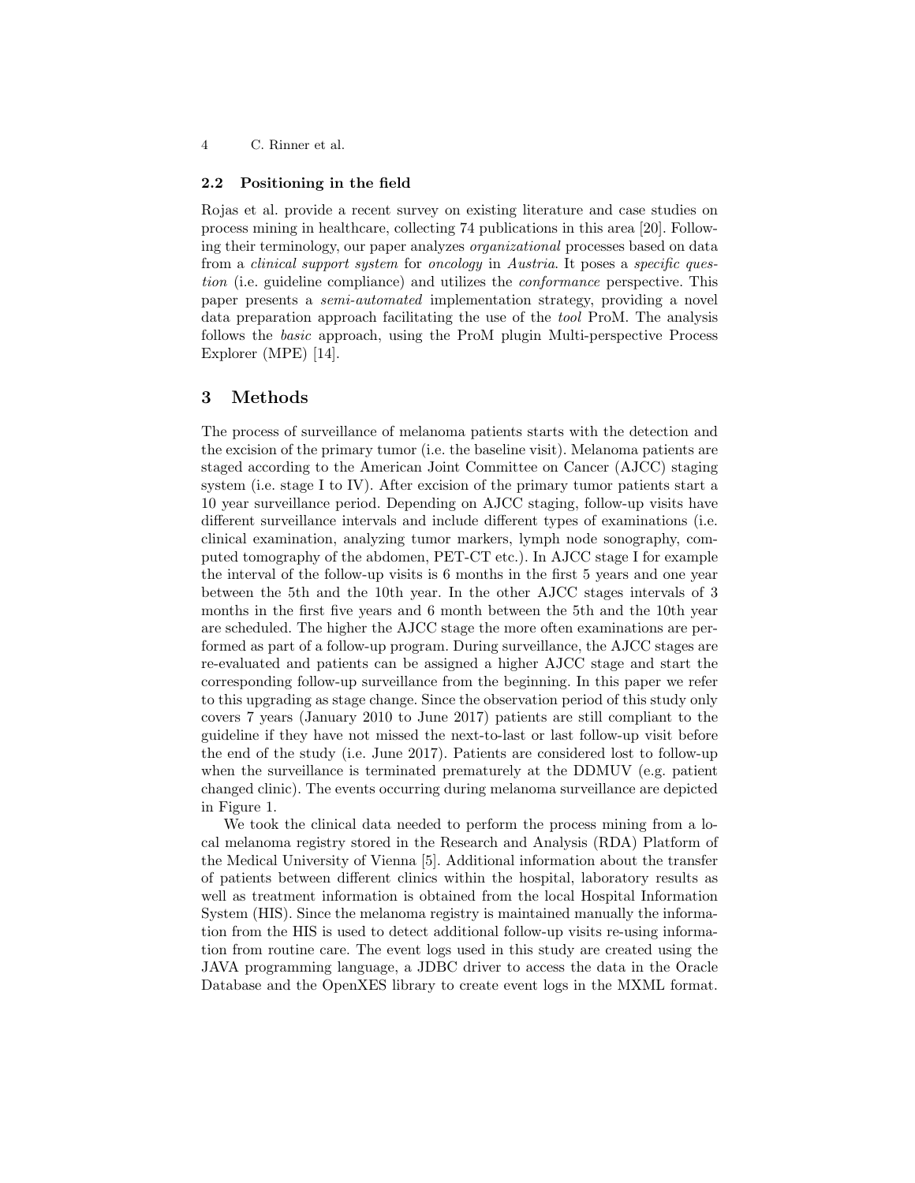### 2.2 Positioning in the field

Rojas et al. provide a recent survey on existing literature and case studies on process mining in healthcare, collecting 74 publications in this area [20]. Following their terminology, our paper analyzes *organizational* processes based on data from a *clinical support system* for *oncology* in *Austria*. It poses a *specific question* (i.e. guideline compliance) and utilizes the *conformance* perspective. This paper presents a *semi-automated* implementation strategy, providing a novel data preparation approach facilitating the use of the *tool* ProM. The analysis follows the *basic* approach, using the ProM plugin Multi-perspective Process Explorer (MPE) [14].

## 3 Methods

The process of surveillance of melanoma patients starts with the detection and the excision of the primary tumor (i.e. the baseline visit). Melanoma patients are staged according to the American Joint Committee on Cancer (AJCC) staging system (i.e. stage I to IV). After excision of the primary tumor patients start a 10 year surveillance period. Depending on AJCC staging, follow-up visits have different surveillance intervals and include different types of examinations (i.e. clinical examination, analyzing tumor markers, lymph node sonography, computed tomography of the abdomen, PET-CT etc.). In AJCC stage I for example the interval of the follow-up visits is 6 months in the first 5 years and one year between the 5th and the 10th year. In the other AJCC stages intervals of 3 months in the first five years and 6 month between the 5th and the 10th year are scheduled. The higher the AJCC stage the more often examinations are performed as part of a follow-up program. During surveillance, the AJCC stages are re-evaluated and patients can be assigned a higher AJCC stage and start the corresponding follow-up surveillance from the beginning. In this paper we refer to this upgrading as stage change. Since the observation period of this study only covers 7 years (January 2010 to June 2017) patients are still compliant to the guideline if they have not missed the next-to-last or last follow-up visit before the end of the study (i.e. June 2017). Patients are considered lost to follow-up when the surveillance is terminated prematurely at the DDMUV (e.g. patient changed clinic). The events occurring during melanoma surveillance are depicted in Figure 1.

We took the clinical data needed to perform the process mining from a local melanoma registry stored in the Research and Analysis (RDA) Platform of the Medical University of Vienna [5]. Additional information about the transfer of patients between different clinics within the hospital, laboratory results as well as treatment information is obtained from the local Hospital Information System (HIS). Since the melanoma registry is maintained manually the information from the HIS is used to detect additional follow-up visits re-using information from routine care. The event logs used in this study are created using the JAVA programming language, a JDBC driver to access the data in the Oracle Database and the OpenXES library to create event logs in the MXML format.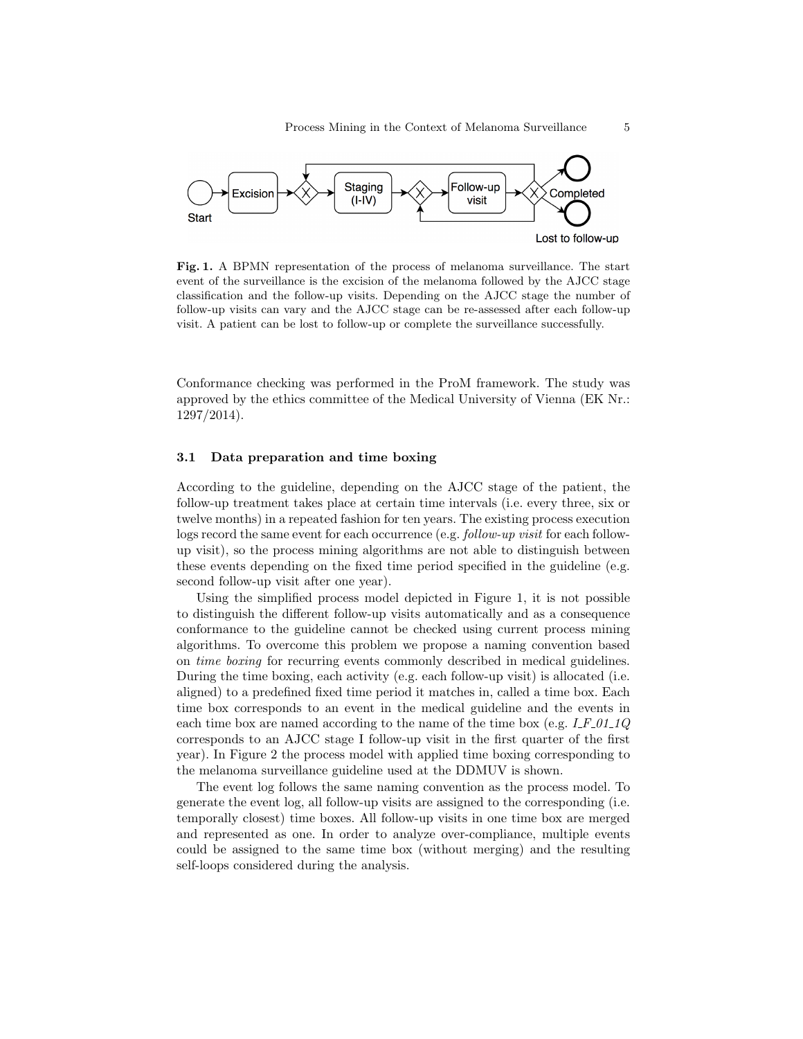Start

Excision

Staging (I-IV)

Follow-up visit

Completed

Lost to follow-up

**Fig. 1.** A BPMN representation of the process of melanoma surveillance. The start event of the surveillance is the excision of the melanoma followed by the AJCC stage classification and the follow-up visits. Depending on the AJCC stage the number of follow-up visits can vary and the AJCC stage can be re-assessed after each follow-up visit. A patient can be lost to follow-up or complete the surveillance successfully.

Conformance checking was performed in the ProM framework. The study was approved by the ethics committee of the Medical University of Vienna (EK Nr.: 1297/2014).

### 3.1 Data preparation and time boxing

According to the guideline, depending on the AJCC stage of the patient, the follow-up treatment takes place at certain time intervals (i.e. every three, six or twelve months) in a repeated fashion for ten years. The existing process execution logs record the same event for each occurrence (e.g. *follow-up visit* for each follow-up visit), so the process mining algorithms are not able to distinguish between these events depending on the fixed time period specified in the guideline (e.g. second follow-up visit after one year).

Using the simplified process model depicted in Figure 1, it is not possible to distinguish the different follow-up visits automatically and as a consequence conformance to the guideline cannot be checked using current process mining algorithms. To overcome this problem we propose a naming convention based on *time boxing* for recurring events commonly described in medical guidelines. During the time boxing, each activity (e.g. each follow-up visit) is allocated (i.e. aligned) to a predefined fixed time period it matches in, called a time box. Each time box corresponds to an event in the medical guideline and the events in each time box are named according to the name of the time box (e.g. *I_F_01_1Q* corresponds to an AJCC stage I follow-up visit in the first quarter of the first year). In Figure 2 the process model with applied time boxing corresponding to the melanoma surveillance guideline used at the DDMUV is shown.

The event log follows the same naming convention as the process model. To generate the event log, all follow-up visits are assigned to the corresponding (i.e. temporally closest) time boxes. All follow-up visits in one time box are merged and represented as one. In order to analyze over-compliance, multiple events could be assigned to the same time box (without merging) and the resulting self-loops considered during the analysis.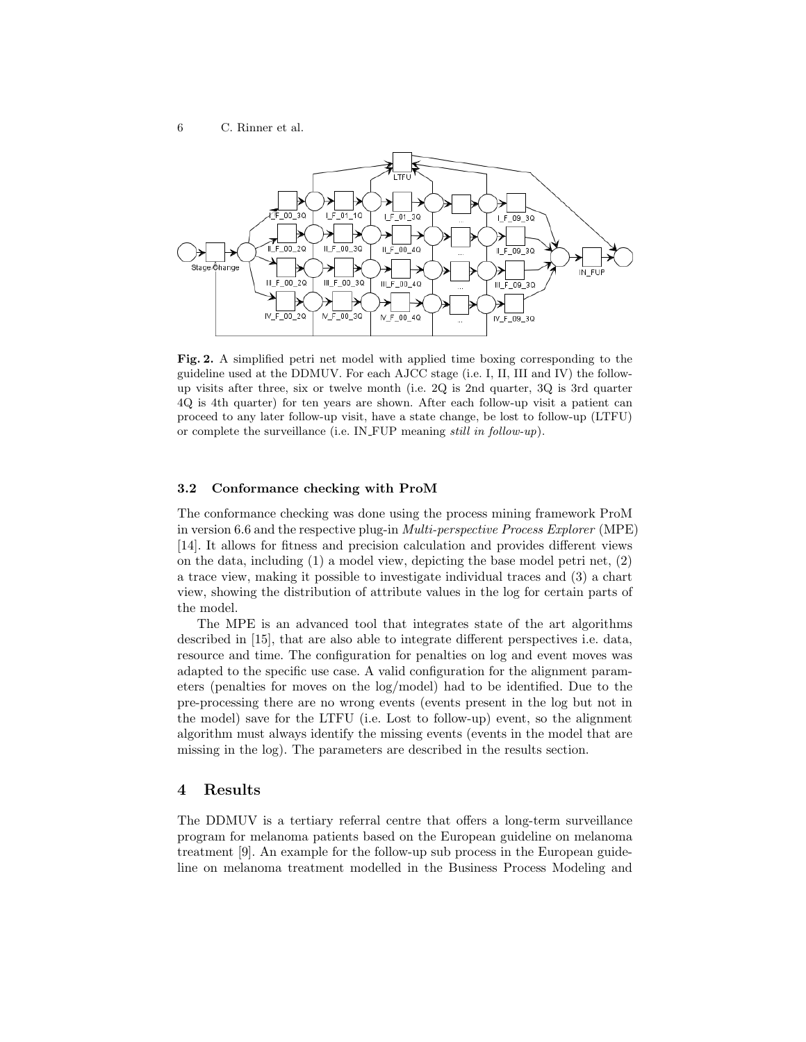**Fig. 2.** A simplified petri net model with applied time boxing corresponding to the guideline used at the DDMUV. For each AJCC stage (i.e. I, II, III and IV) the follow-up visits after three, six or twelve month (i.e. 2Q is 2nd quarter, 3Q is 3rd quarter 4Q is 4th quarter) for ten years are shown. After each follow-up visit a patient can proceed to any later follow-up visit, have a state change, be lost to follow-up (LTFU) or complete the surveillance (i.e. IN_FUP meaning *still in follow-up*).

### 3.2 Conformance checking with ProM

The conformance checking was done using the process mining framework ProM in version 6.6 and the respective plug-in *Multi-perspective Process Explorer* (MPE) [14]. It allows for fitness and precision calculation and provides different views on the data, including (1) a model view, depicting the base model petri net, (2) a trace view, making it possible to investigate individual traces and (3) a chart view, showing the distribution of attribute values in the log for certain parts of the model.

The MPE is an advanced tool that integrates state of the art algorithms described in [15], that are also able to integrate different perspectives i.e. data, resource and time. The configuration for penalties on log and event moves was adapted to the specific use case. A valid configuration for the alignment parameters (penalties for moves on the log/model) had to be identified. Due to the pre-processing there are no wrong events (events present in the log but not in the model) save for the LTFU (i.e. Lost to follow-up) event, so the alignment algorithm must always identify the missing events (events in the model that are missing in the log). The parameters are described in the results section.

## 4 Results

The DDMUV is a tertiary referral centre that offers a long-term surveillance program for melanoma patients based on the European guideline on melanoma treatment [9]. An example for the follow-up sub process in the European guideline on melanoma treatment modelled in the Business Process Modeling and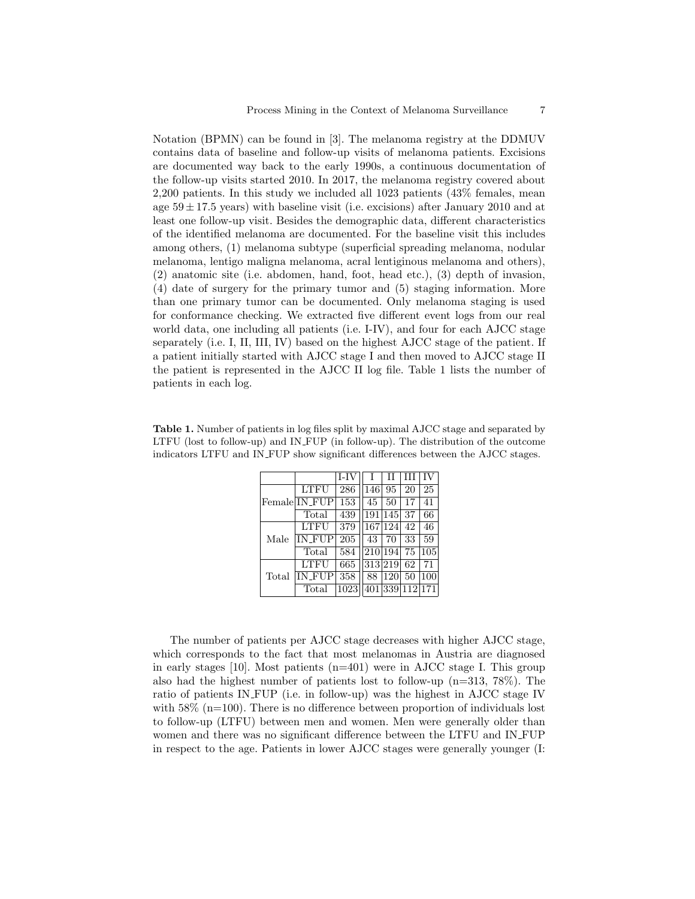Notation (BPMN) can be found in [3]. The melanoma registry at the DDMUV contains data of baseline and follow-up visits of melanoma patients. Excisions are documented way back to the early 1990s, a continuous documentation of the follow-up visits started 2010. In 2017, the melanoma registry covered about 2,200 patients. In this study we included all 1023 patients (43% females, mean age $59 \pm 17.5$ years) with baseline visit (i.e. excisions) after January 2010 and at least one follow-up visit. Besides the demographic data, different characteristics of the identified melanoma are documented. For the baseline visit this includes among others, (1) melanoma subtype (superficial spreading melanoma, nodular melanoma, lentigo maligna melanoma, acral lentiginous melanoma and others), (2) anatomic site (i.e. abdomen, hand, foot, head etc.), (3) depth of invasion, (4) date of surgery for the primary tumor and (5) staging information. More than one primary tumor can be documented. Only melanoma staging is used for conformance checking. We extracted five different event logs from our real world data, one including all patients (i.e. I-IV), and four for each AJCC stage separately (i.e. I, II, III, IV) based on the highest AJCC stage of the patient. If a patient initially started with AJCC stage I and then moved to AJCC stage II the patient is represented in the AJCC II log file. Table 1 lists the number of patients in each log.

**Table 1.** Number of patients in log files split by maximal AJCC stage and separated by LTFU (lost to follow-up) and IN_FUP (in follow-up). The distribution of the outcome indicators LTFU and IN_FUP show significant differences between the AJCC stages.

| | | I-IV | I | II | III | IV |
|---|---|---|---|---|---|---|
| Female | LTFU | 286 | 146 | 95 | 20 | 25 |
| | IN_FUP | 153 | 45 | 50 | 17 | 41 |
| | Total | 439 | 191 | 145 | 37 | 66 |
| Male | LTFU | 379 | 167 | 124 | 42 | 46 |
| | IN_FUP | 205 | 43 | 70 | 33 | 59 |
| | Total | 584 | 210 | 194 | 75 | 105 |
| Total | LTFU | 665 | 313 | 219 | 62 | 71 |
| | IN_FUP | 358 | 88 | 120 | 50 | 100 |
| | Total | 1023 | 401 | 339 | 112 | 171 |

The number of patients per AJCC stage decreases with higher AJCC stage, which corresponds to the fact that most melanomas in Austria are diagnosed in early stages [10]. Most patients (n=401) were in AJCC stage I. This group also had the highest number of patients lost to follow-up (n=313, 78%). The ratio of patients IN_FUP (i.e. in follow-up) was the highest in AJCC stage IV with 58% (n=100). There is no difference between proportion of individuals lost to follow-up (LTFU) between men and women. Men were generally older than women and there was no significant difference between the LTFU and IN_FUP in respect to the age. Patients in lower AJCC stages were generally younger (I: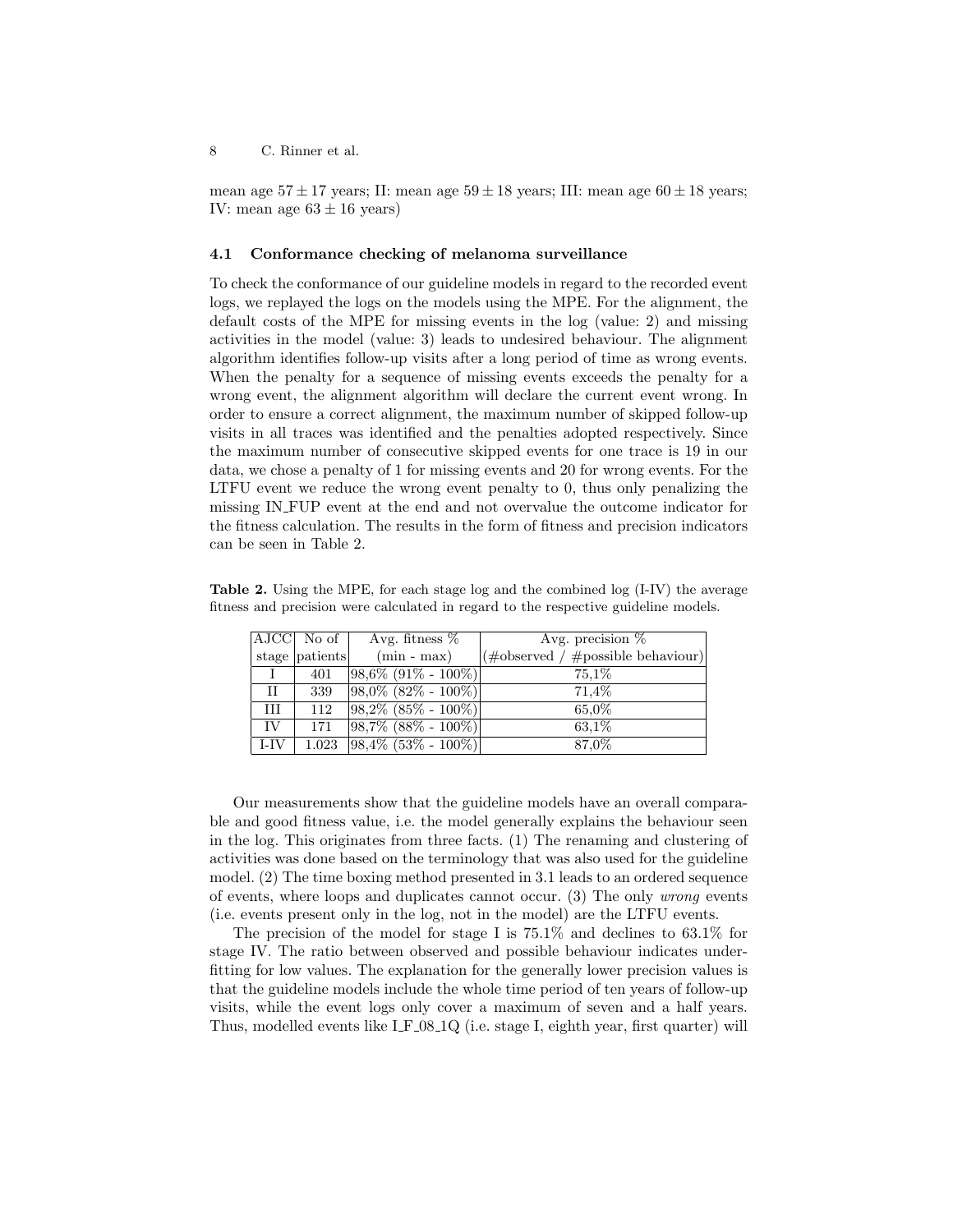mean age $57 \pm 17$ years; II: mean age $59 \pm 18$ years; III: mean age $60 \pm 18$ years; IV: mean age $63 \pm 16$ years)

### 4.1 Conformance checking of melanoma surveillance

To check the conformance of our guideline models in regard to the recorded event logs, we replayed the logs on the models using the MPE. For the alignment, the default costs of the MPE for missing events in the log (value: 2) and missing activities in the model (value: 3) leads to undesired behaviour. The alignment algorithm identifies follow-up visits after a long period of time as wrong events. When the penalty for a sequence of missing events exceeds the penalty for a wrong event, the alignment algorithm will declare the current event wrong. In order to ensure a correct alignment, the maximum number of skipped follow-up visits in all traces was identified and the penalties adopted respectively. Since the maximum number of consecutive skipped events for one trace is 19 in our data, we chose a penalty of 1 for missing events and 20 for wrong events. For the LTFU event we reduce the wrong event penalty to 0, thus only penalizing the missing IN_FUP event at the end and not overvalue the outcome indicator for the fitness calculation. The results in the form of fitness and precision indicators can be seen in Table 2.

**Table 2.** Using the MPE, for each stage log and the combined log (I-IV) the average fitness and precision were calculated in regard to the respective guideline models.

| AJCC stage | No of patients | Avg. fitness % (min - max) | Avg. precision % (#observed / #possible behaviour) |
|---|---|---|---|
| I | 401 | 98,6% (91% - 100%) | 75,1% |
| II | 339 | 98,0% (82% - 100%) | 71,4% |
| III | 112 | 98,2% (85% - 100%) | 65,0% |
| IV | 171 | 98,7% (88% - 100%) | 63,1% |
| I-IV | 1.023 | 98,4% (53% - 100%) | 87,0% |

Our measurements show that the guideline models have an overall comparable and good fitness value, i.e. the model generally explains the behaviour seen in the log. This originates from three facts. (1) The renaming and clustering of activities was done based on the terminology that was also used for the guideline model. (2) The time boxing method presented in 3.1 leads to an ordered sequence of events, where loops and duplicates cannot occur. (3) The only *wrong* events (i.e. events present only in the log, not in the model) are the LTFU events.

The precision of the model for stage I is 75.1% and declines to 63.1% for stage IV. The ratio between observed and possible behaviour indicates underfitting for low values. The explanation for the generally lower precision values is that the guideline models include the whole time period of ten years of follow-up visits, while the event logs only cover a maximum of seven and a half years. Thus, modelled events like I_F_08_1Q (i.e. stage I, eighth year, first quarter) will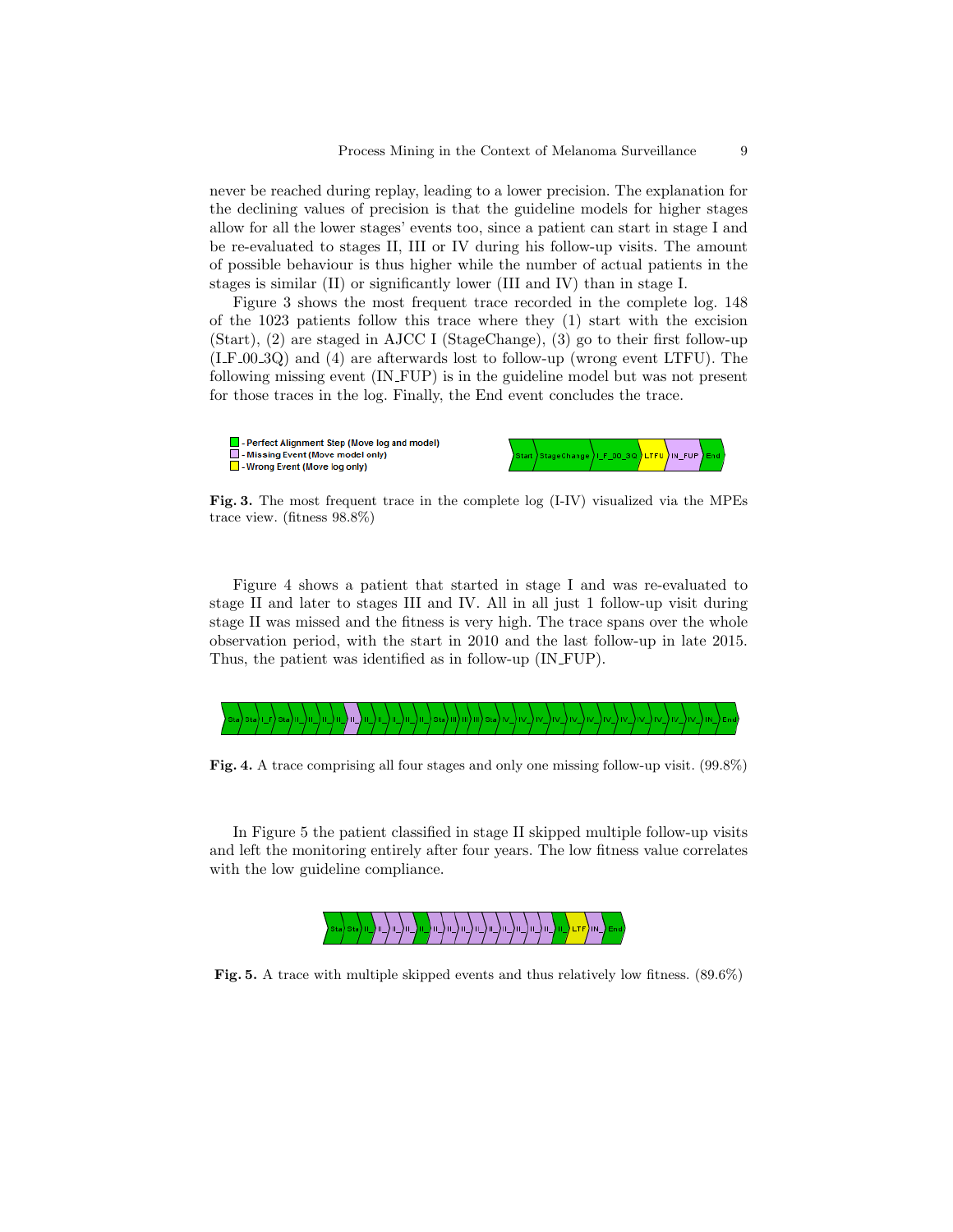never be reached during replay, leading to a lower precision. The explanation for the declining values of precision is that the guideline models for higher stages allow for all the lower stages' events too, since a patient can start in stage I and be re-evaluated to stages II, III or IV during his follow-up visits. The amount of possible behaviour is thus higher while the number of actual patients in the stages is similar (II) or significantly lower (III and IV) than in stage I.

Figure 3 shows the most frequent trace recorded in the complete log. 148 of the 1023 patients follow this trace where they (1) start with the excision (Start), (2) are staged in AJCC I (StageChange), (3) go to their first follow-up (I_F_00_3Q) and (4) are afterwards lost to follow-up (wrong event LTFU). The following missing event (IN_FUP) is in the guideline model but was not present for those traces in the log. Finally, the End event concludes the trace.

- Perfect Alignment Step (Move log and model)
- Missing Event (Move model only)
- Wrong Event (Move log only)

Start | StageChange | I_F_00_3Q | LTFU | IN_FUP | End

**Fig. 3.** The most frequent trace in the complete log (I-IV) visualized via the MPEs trace view. (fitness 98.8%)

Figure 4 shows a patient that started in stage I and was re-evaluated to stage II and later to stages III and IV. All in all just 1 follow-up visit during stage II was missed and the fitness is very high. The trace spans over the whole observation period, with the start in 2010 and the last follow-up in late 2015. Thus, the patient was identified as in follow-up (IN_FUP).

**Fig. 4.** A trace comprising all four stages and only one missing follow-up visit. (99.8%)

In Figure 5 the patient classified in stage II skipped multiple follow-up visits and left the monitoring entirely after four years. The low fitness value correlates with the low guideline compliance.

**Fig. 5.** A trace with multiple skipped events and thus relatively low fitness. (89.6%)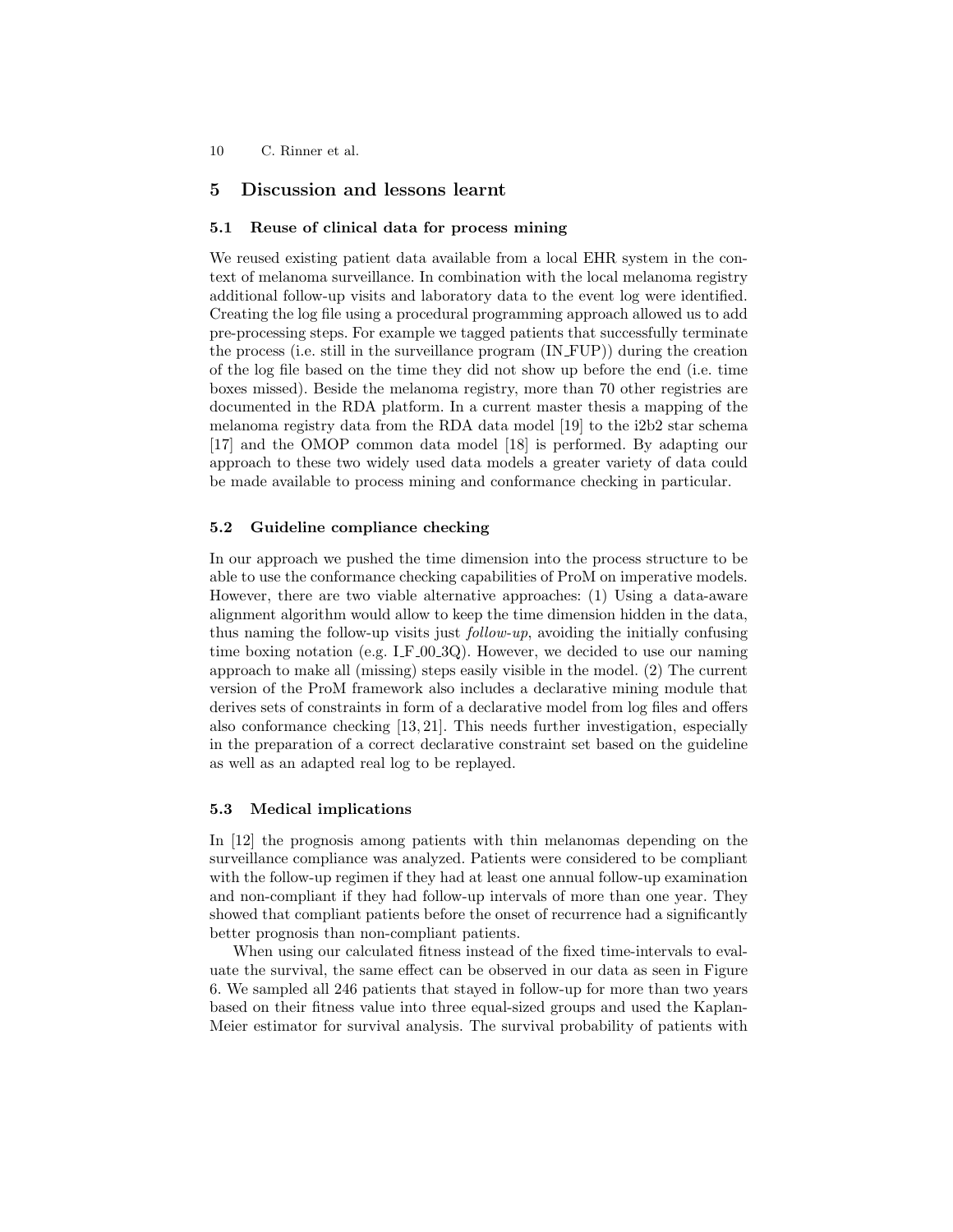## 5 Discussion and lessons learnt

### 5.1 Reuse of clinical data for process mining

We reused existing patient data available from a local EHR system in the context of melanoma surveillance. In combination with the local melanoma registry additional follow-up visits and laboratory data to the event log were identified. Creating the log file using a procedural programming approach allowed us to add pre-processing steps. For example we tagged patients that successfully terminate the process (i.e. still in the surveillance program (IN_FUP)) during the creation of the log file based on the time they did not show up before the end (i.e. time boxes missed). Beside the melanoma registry, more than 70 other registries are documented in the RDA platform. In a current master thesis a mapping of the melanoma registry data from the RDA data model [19] to the i2b2 star schema [17] and the OMOP common data model [18] is performed. By adapting our approach to these two widely used data models a greater variety of data could be made available to process mining and conformance checking in particular.

### 5.2 Guideline compliance checking

In our approach we pushed the time dimension into the process structure to be able to use the conformance checking capabilities of ProM on imperative models. However, there are two viable alternative approaches: (1) Using a data-aware alignment algorithm would allow to keep the time dimension hidden in the data, thus naming the follow-up visits just *follow-up*, avoiding the initially confusing time boxing notation (e.g. I_F_00_3Q). However, we decided to use our naming approach to make all (missing) steps easily visible in the model. (2) The current version of the ProM framework also includes a declarative mining module that derives sets of constraints in form of a declarative model from log files and offers also conformance checking [13, 21]. This needs further investigation, especially in the preparation of a correct declarative constraint set based on the guideline as well as an adapted real log to be replayed.

### 5.3 Medical implications

In [12] the prognosis among patients with thin melanomas depending on the surveillance compliance was analyzed. Patients were considered to be compliant with the follow-up regimen if they had at least one annual follow-up examination and non-compliant if they had follow-up intervals of more than one year. They showed that compliant patients before the onset of recurrence had a significantly better prognosis than non-compliant patients.

When using our calculated fitness instead of the fixed time-intervals to evaluate the survival, the same effect can be observed in our data as seen in Figure 6. We sampled all 246 patients that stayed in follow-up for more than two years based on their fitness value into three equal-sized groups and used the Kaplan-Meier estimator for survival analysis. The survival probability of patients with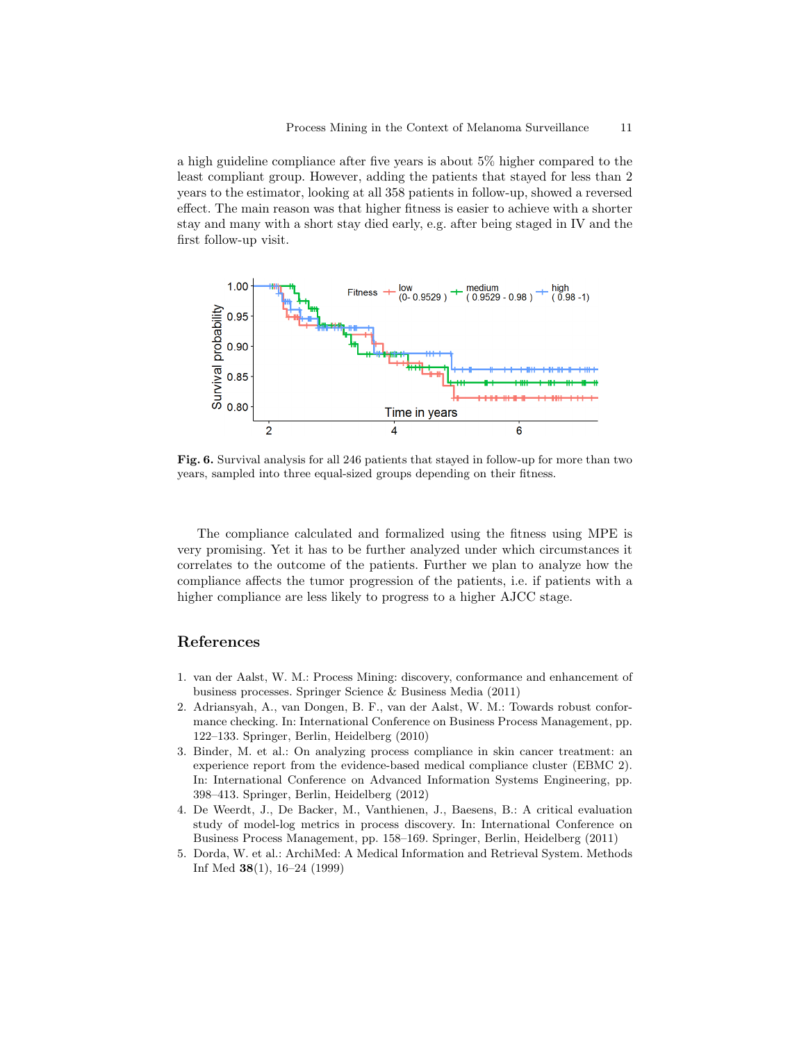a high guideline compliance after five years is about 5% higher compared to the least compliant group. However, adding the patients that stayed for less than 2 years to the estimator, looking at all 358 patients in follow-up, showed a reversed effect. The main reason was that higher fitness is easier to achieve with a shorter stay and many with a short stay died early, e.g. after being staged in IV and the first follow-up visit.

**Fig. 6.** Survival analysis for all 246 patients that stayed in follow-up for more than two years, sampled into three equal-sized groups depending on their fitness.

The compliance calculated and formalized using the fitness using MPE is very promising. Yet it has to be further analyzed under which circumstances it correlates to the outcome of the patients. Further we plan to analyze how the compliance affects the tumor progression of the patients, i.e. if patients with a higher compliance are less likely to progress to a higher AJCC stage.

## References

1. van der Aalst, W. M.: Process Mining: discovery, conformance and enhancement of business processes. Springer Science & Business Media (2011)
2. Adriansyah, A., van Dongen, B. F., van der Aalst, W. M.: Towards robust conformance checking. In: International Conference on Business Process Management, pp. 122–133. Springer, Berlin, Heidelberg (2010)
3. Binder, M. et al.: On analyzing process compliance in skin cancer treatment: an experience report from the evidence-based medical compliance cluster (EBMC 2). In: International Conference on Advanced Information Systems Engineering, pp. 398–413. Springer, Berlin, Heidelberg (2012)
4. De Weerdt, J., De Backer, M., Vanthienen, J., Baesens, B.: A critical evaluation study of model-log metrics in process discovery. In: International Conference on Business Process Management, pp. 158–169. Springer, Berlin, Heidelberg (2011)
5. Dorda, W. et al.: ArchiMed: A Medical Information and Retrieval System. Methods Inf Med **38**(1), 16–24 (1999)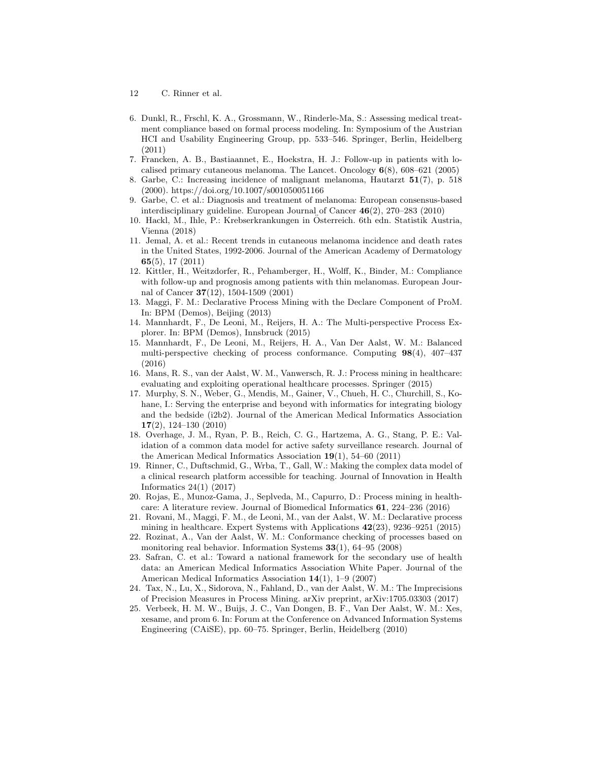6. Dunkl, R., Frschl, K. A., Grossmann, W., Rinderle-Ma, S.: Assessing medical treatment compliance based on formal process modeling. In: Symposium of the Austrian HCI and Usability Engineering Group, pp. 533–546. Springer, Berlin, Heidelberg (2011)
7. Francken, A. B., Bastiaannet, E., Hoekstra, H. J.: Follow-up in patients with localised primary cutaneous melanoma. The Lancet. Oncology **6**(8), 608–621 (2005)
8. Garbe, C.: Increasing incidence of malignant melanoma, Hautarzt **51**(7), p. 518 (2000). https://doi.org/10.1007/s001050051166
9. Garbe, C. et al.: Diagnosis and treatment of melanoma: European consensus-based interdisciplinary guideline. European Journal of Cancer **46**(2), 270–283 (2010)
10. Hackl, M., Ihle, P.: Krebserkrankungen in Österreich. 6th edn. Statistik Austria, Vienna (2018)
11. Jemal, A. et al.: Recent trends in cutaneous melanoma incidence and death rates in the United States, 1992-2006. Journal of the American Academy of Dermatology **65**(5), 17 (2011)
12. Kittler, H., Weitzdorfer, R., Pehamberger, H., Wolff, K., Binder, M.: Compliance with follow-up and prognosis among patients with thin melanomas. European Journal of Cancer **37**(12), 1504-1509 (2001)
13. Maggi, F. M.: Declarative Process Mining with the Declare Component of ProM. In: BPM (Demos), Beijing (2013)
14. Mannhardt, F., De Leoni, M., Reijers, H. A.: The Multi-perspective Process Explorer. In: BPM (Demos), Innsbruck (2015)
15. Mannhardt, F., De Leoni, M., Reijers, H. A., Van Der Aalst, W. M.: Balanced multi-perspective checking of process conformance. Computing **98**(4), 407–437 (2016)
16. Mans, R. S., van der Aalst, W. M., Vanwersch, R. J.: Process mining in healthcare: evaluating and exploiting operational healthcare processes. Springer (2015)
17. Murphy, S. N., Weber, G., Mendis, M., Gainer, V., Chueh, H. C., Churchill, S., Kohane, I.: Serving the enterprise and beyond with informatics for integrating biology and the bedside (i2b2). Journal of the American Medical Informatics Association **17**(2), 124–130 (2010)
18. Overhage, J. M., Ryan, P. B., Reich, C. G., Hartzema, A. G., Stang, P. E.: Validation of a common data model for active safety surveillance research. Journal of the American Medical Informatics Association **19**(1), 54–60 (2011)
19. Rinner, C., Duftschmid, G., Wrba, T., Gall, W.: Making the complex data model of a clinical research platform accessible for teaching. Journal of Innovation in Health Informatics 24(1) (2017)
20. Rojas, E., Munoz-Gama, J., Seplveda, M., Capurro, D.: Process mining in healthcare: A literature review. Journal of Biomedical Informatics **61**, 224–236 (2016)
21. Rovani, M., Maggi, F. M., de Leoni, M., van der Aalst, W. M.: Declarative process mining in healthcare. Expert Systems with Applications **42**(23), 9236–9251 (2015)
22. Rozinat, A., Van der Aalst, W. M.: Conformance checking of processes based on monitoring real behavior. Information Systems **33**(1), 64–95 (2008)
23. Safran, C. et al.: Toward a national framework for the secondary use of health data: an American Medical Informatics Association White Paper. Journal of the American Medical Informatics Association **14**(1), 1–9 (2007)
24. Tax, N., Lu, X., Sidorova, N., Fahland, D., van der Aalst, W. M.: The Imprecisions of Precision Measures in Process Mining. arXiv preprint, arXiv:1705.03303 (2017)
25. Verbeek, H. M. W., Buijs, J. C., Van Dongen, B. F., Van Der Aalst, W. M.: Xes, xesame, and prom 6. In: Forum at the Conference on Advanced Information Systems Engineering (CAiSE), pp. 60–75. Springer, Berlin, Heidelberg (2010)